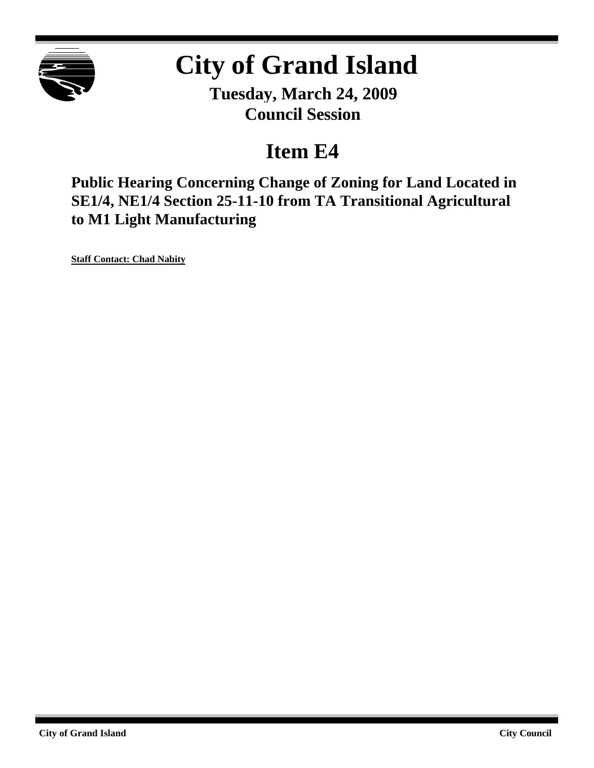# City of Grand Island

**Tuesday, March 24, 2009**
**Council Session**

## Item E4

### Public Hearing Concerning Change of Zoning for Land Located in SE1/4, NE1/4 Section 25-11-10 from TA Transitional Agricultural to M1 Light Manufacturing

**Staff Contact: Chad Nabity**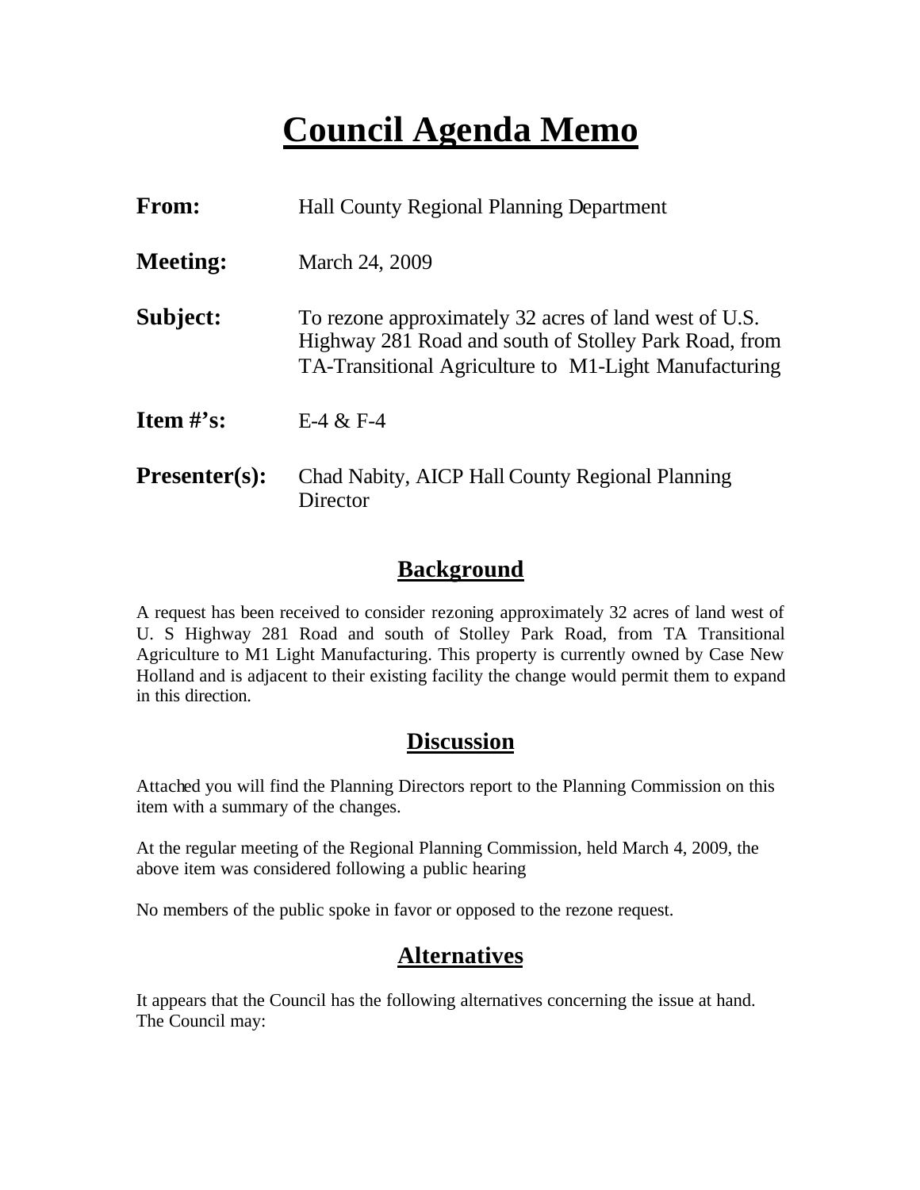# Council Agenda Memo

**From:** Hall County Regional Planning Department

**Meeting:** March 24, 2009

**Subject:** To rezone approximately 32 acres of land west of U.S. Highway 281 Road and south of Stolley Park Road, from TA-Transitional Agriculture to M1-Light Manufacturing

**Item #'s:** E-4 & F-4

**Presenter(s):** Chad Nabity, AICP Hall County Regional Planning Director

## Background

A request has been received to consider rezoning approximately 32 acres of land west of U. S Highway 281 Road and south of Stolley Park Road, from TA Transitional Agriculture to M1 Light Manufacturing. This property is currently owned by Case New Holland and is adjacent to their existing facility the change would permit them to expand in this direction.

## Discussion

Attached you will find the Planning Directors report to the Planning Commission on this item with a summary of the changes.

At the regular meeting of the Regional Planning Commission, held March 4, 2009, the above item was considered following a public hearing

No members of the public spoke in favor or opposed to the rezone request.

## Alternatives

It appears that the Council has the following alternatives concerning the issue at hand. The Council may: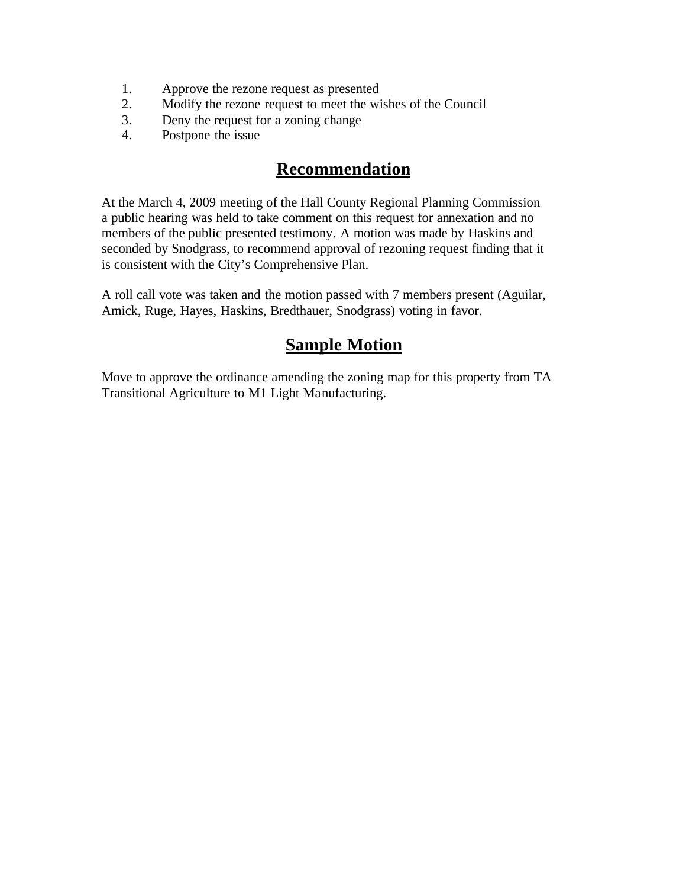1. Approve the rezone request as presented
2. Modify the rezone request to meet the wishes of the Council
3. Deny the request for a zoning change
4. Postpone the issue

## Recommendation

At the March 4, 2009 meeting of the Hall County Regional Planning Commission a public hearing was held to take comment on this request for annexation and no members of the public presented testimony. A motion was made by Haskins and seconded by Snodgrass, to recommend approval of rezoning request finding that it is consistent with the City's Comprehensive Plan.

A roll call vote was taken and the motion passed with 7 members present (Aguilar, Amick, Ruge, Hayes, Haskins, Bredthauer, Snodgrass) voting in favor.

## Sample Motion

Move to approve the ordinance amending the zoning map for this property from TA Transitional Agriculture to M1 Light Manufacturing.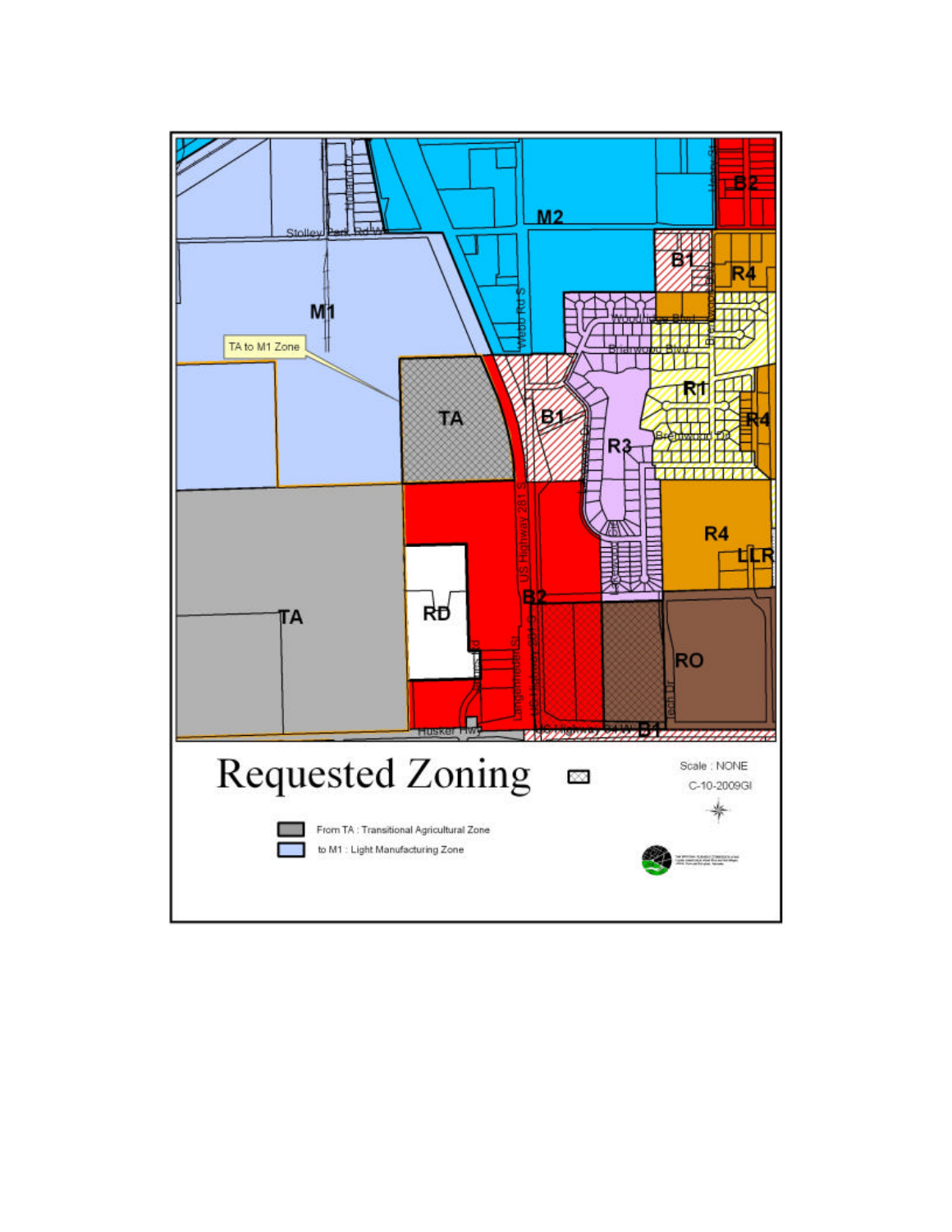# Requested Zoning

Scale : NONE

C-10-2009GI

From TA : Transitional Agricultural Zone

to M1 : Light Manufacturing Zone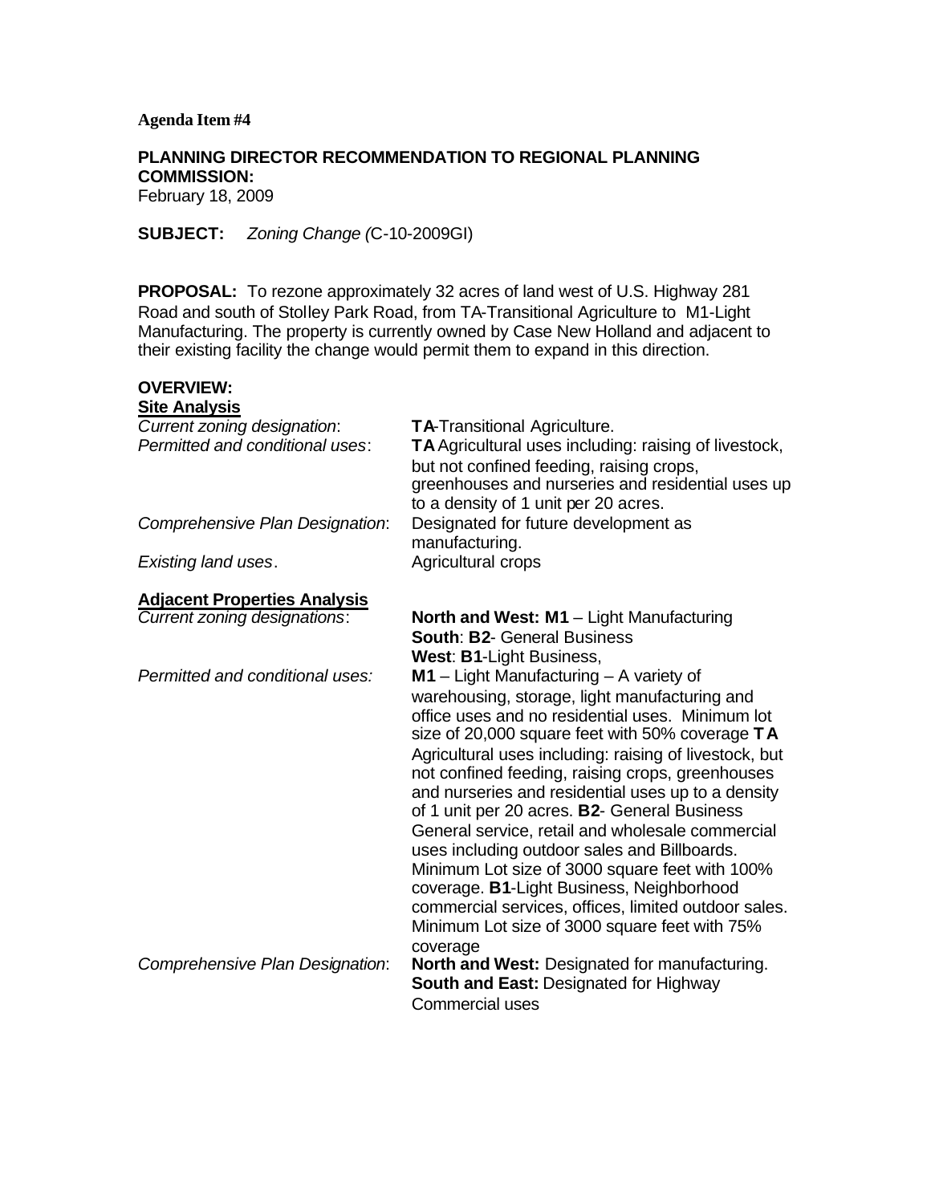**Agenda Item #4**

**PLANNING DIRECTOR RECOMMENDATION TO REGIONAL PLANNING COMMISSION:**
February 18, 2009

**SUBJECT:** *Zoning Change (*C-10-2009GI)

**PROPOSAL:** To rezone approximately 32 acres of land west of U.S. Highway 281 Road and south of Stolley Park Road, from TA-Transitional Agriculture to M1-Light Manufacturing. The property is currently owned by Case New Holland and adjacent to their existing facility the change would permit them to expand in this direction.

**OVERVIEW:**

**Site Analysis**

*Current zoning designation*: **TA**-Transitional Agriculture.

*Permitted and conditional uses*: **TA** Agricultural uses including: raising of livestock, but not confined feeding, raising crops, greenhouses and nurseries and residential uses up to a density of 1 unit per 20 acres.

*Comprehensive Plan Designation*: Designated for future development as manufacturing.

*Existing land uses*. Agricultural crops

**Adjacent Properties Analysis**

*Current zoning designations*: **North and West: M1** – Light Manufacturing
**South**: **B2**- General Business
**West**: **B1**-Light Business,

*Permitted and conditional uses:* **M1** – Light Manufacturing – A variety of warehousing, storage, light manufacturing and office uses and no residential uses. Minimum lot size of 20,000 square feet with 50% coverage **TA** Agricultural uses including: raising of livestock, but not confined feeding, raising crops, greenhouses and nurseries and residential uses up to a density of 1 unit per 20 acres. **B2**- General Business General service, retail and wholesale commercial uses including outdoor sales and Billboards. Minimum Lot size of 3000 square feet with 100% coverage. **B1**-Light Business, Neighborhood commercial services, offices, limited outdoor sales. Minimum Lot size of 3000 square feet with 75% coverage

*Comprehensive Plan Designation*: **North and West:** Designated for manufacturing.
**South and East:** Designated for Highway Commercial uses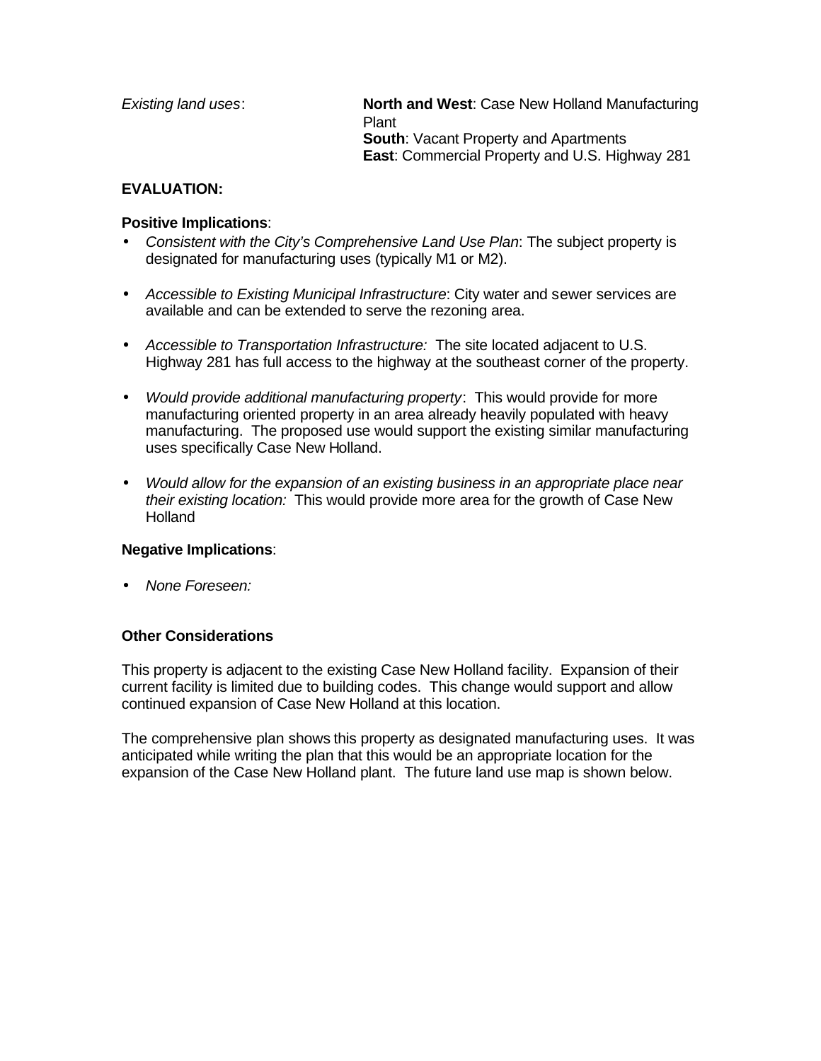*Existing land uses*: **North and West**: Case New Holland Manufacturing Plant
**South**: Vacant Property and Apartments
**East**: Commercial Property and U.S. Highway 281

**EVALUATION:**

**Positive Implications**:

- *Consistent with the City's Comprehensive Land Use Plan*: The subject property is designated for manufacturing uses (typically M1 or M2).

- *Accessible to Existing Municipal Infrastructure*: City water and sewer services are available and can be extended to serve the rezoning area.

- *Accessible to Transportation Infrastructure:* The site located adjacent to U.S. Highway 281 has full access to the highway at the southeast corner of the property.

- *Would provide additional manufacturing property*: This would provide for more manufacturing oriented property in an area already heavily populated with heavy manufacturing. The proposed use would support the existing similar manufacturing uses specifically Case New Holland.

- *Would allow for the expansion of an existing business in an appropriate place near their existing location:* This would provide more area for the growth of Case New Holland

**Negative Implications**:

- *None Foreseen:*

**Other Considerations**

This property is adjacent to the existing Case New Holland facility. Expansion of their current facility is limited due to building codes. This change would support and allow continued expansion of Case New Holland at this location.

The comprehensive plan shows this property as designated manufacturing uses. It was anticipated while writing the plan that this would be an appropriate location for the expansion of the Case New Holland plant. The future land use map is shown below.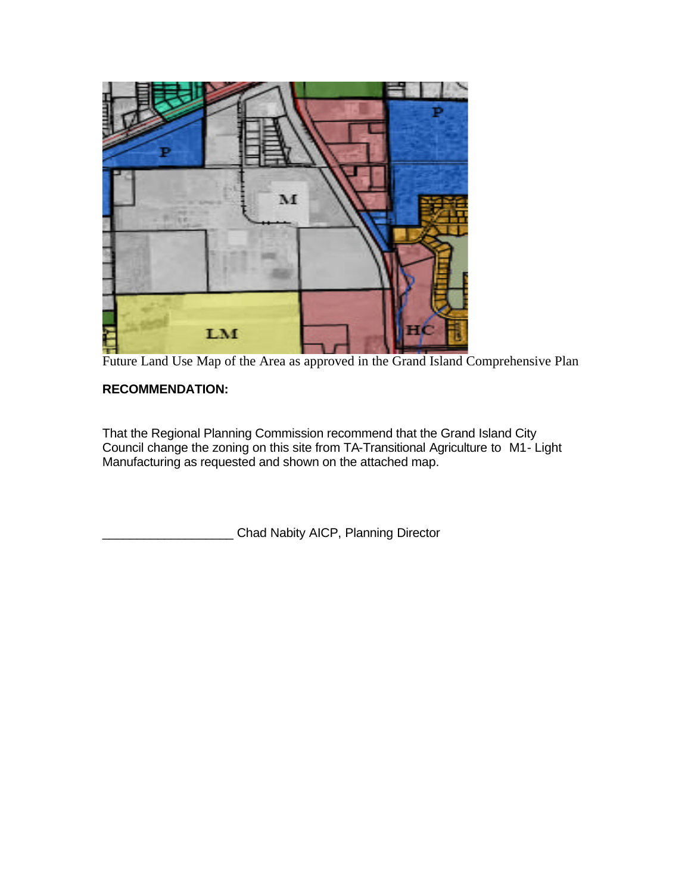Future Land Use Map of the Area as approved in the Grand Island Comprehensive Plan

**RECOMMENDATION:**

That the Regional Planning Commission recommend that the Grand Island City Council change the zoning on this site from TA-Transitional Agriculture to M1- Light Manufacturing as requested and shown on the attached map.

___________________ Chad Nabity AICP, Planning Director